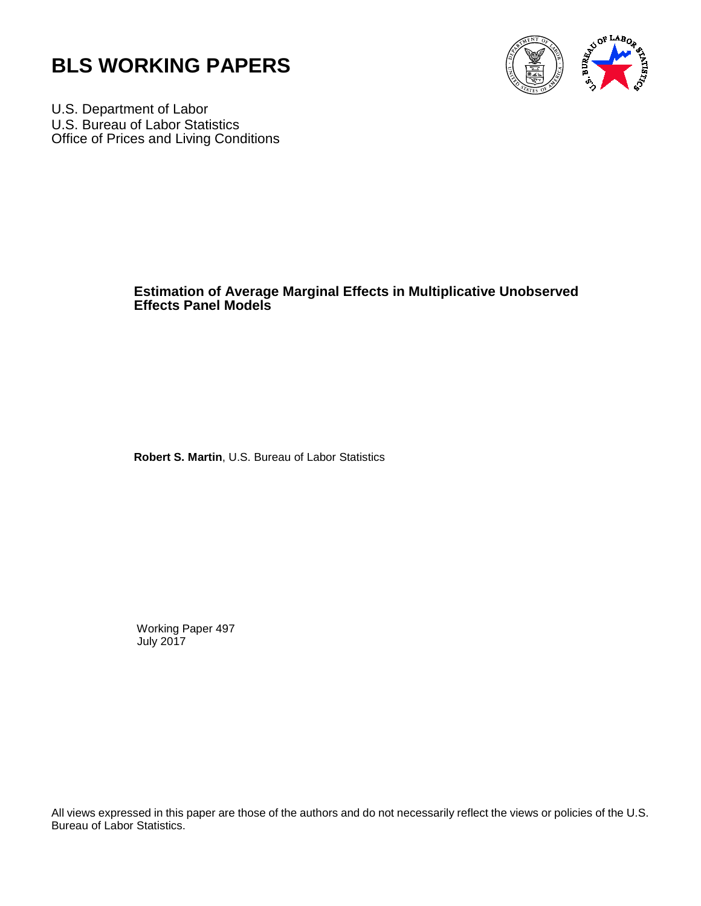# BLS WORKING PAPERS

U.S. Department of Labor
U.S. Bureau of Labor Statistics
Office of Prices and Living Conditions

## Estimation of Average Marginal Effects in Multiplicative Unobserved Effects Panel Models

**Robert S. Martin**, U.S. Bureau of Labor Statistics

Working Paper 497
July 2017

All views expressed in this paper are those of the authors and do not necessarily reflect the views or policies of the U.S. Bureau of Labor Statistics.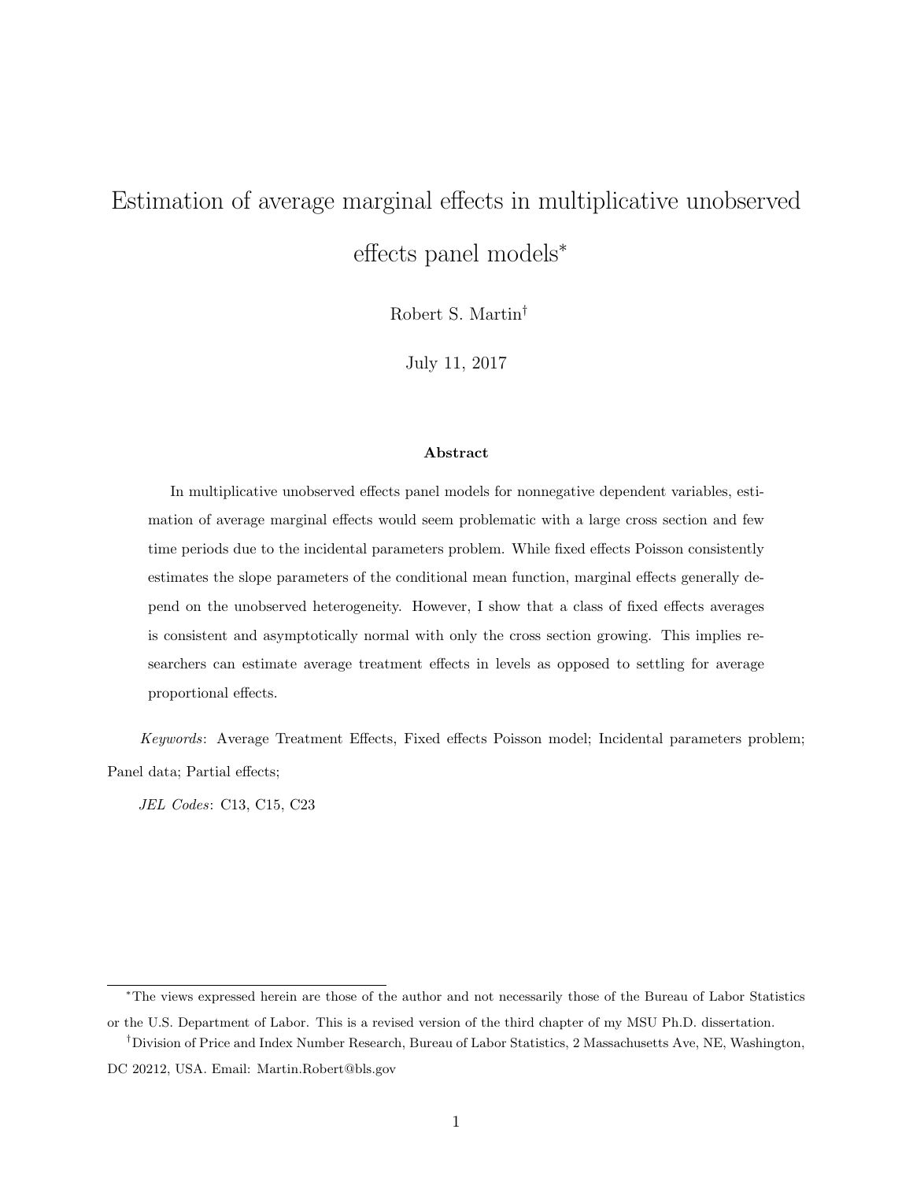# Estimation of average marginal effects in multiplicative unobserved effects panel models*

Robert S. Martin[†]

July 11, 2017

### Abstract

In multiplicative unobserved effects panel models for nonnegative dependent variables, estimation of average marginal effects would seem problematic with a large cross section and few time periods due to the incidental parameters problem. While fixed effects Poisson consistently estimates the slope parameters of the conditional mean function, marginal effects generally depend on the unobserved heterogeneity. However, I show that a class of fixed effects averages is consistent and asymptotically normal with only the cross section growing. This implies researchers can estimate average treatment effects in levels as opposed to settling for average proportional effects.

*Keywords*: Average Treatment Effects, Fixed effects Poisson model; Incidental parameters problem; Panel data; Partial effects;

*JEL Codes*: C13, C15, C23

---

*The views expressed herein are those of the author and not necessarily those of the Bureau of Labor Statistics or the U.S. Department of Labor. This is a revised version of the third chapter of my MSU Ph.D. dissertation.

[†]Division of Price and Index Number Research, Bureau of Labor Statistics, 2 Massachusetts Ave, NE, Washington, DC 20212, USA. Email: Martin.Robert@bls.gov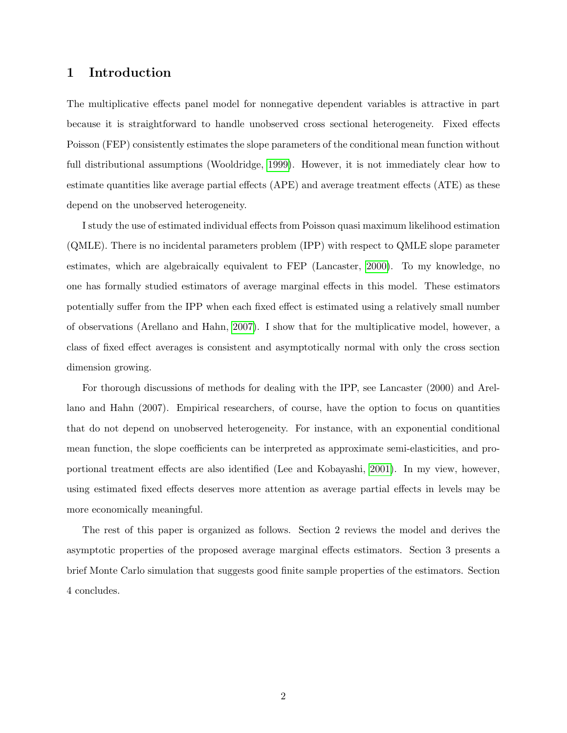# 1 Introduction

The multiplicative effects panel model for nonnegative dependent variables is attractive in part because it is straightforward to handle unobserved cross sectional heterogeneity. Fixed effects Poisson (FEP) consistently estimates the slope parameters of the conditional mean function without full distributional assumptions (Wooldridge, 1999). However, it is not immediately clear how to estimate quantities like average partial effects (APE) and average treatment effects (ATE) as these depend on the unobserved heterogeneity.

I study the use of estimated individual effects from Poisson quasi maximum likelihood estimation (QMLE). There is no incidental parameters problem (IPP) with respect to QMLE slope parameter estimates, which are algebraically equivalent to FEP (Lancaster, 2000). To my knowledge, no one has formally studied estimators of average marginal effects in this model. These estimators potentially suffer from the IPP when each fixed effect is estimated using a relatively small number of observations (Arellano and Hahn, 2007). I show that for the multiplicative model, however, a class of fixed effect averages is consistent and asymptotically normal with only the cross section dimension growing.

For thorough discussions of methods for dealing with the IPP, see Lancaster (2000) and Arellano and Hahn (2007). Empirical researchers, of course, have the option to focus on quantities that do not depend on unobserved heterogeneity. For instance, with an exponential conditional mean function, the slope coefficients can be interpreted as approximate semi-elasticities, and proportional treatment effects are also identified (Lee and Kobayashi, 2001). In my view, however, using estimated fixed effects deserves more attention as average partial effects in levels may be more economically meaningful.

The rest of this paper is organized as follows. Section 2 reviews the model and derives the asymptotic properties of the proposed average marginal effects estimators. Section 3 presents a brief Monte Carlo simulation that suggests good finite sample properties of the estimators. Section 4 concludes.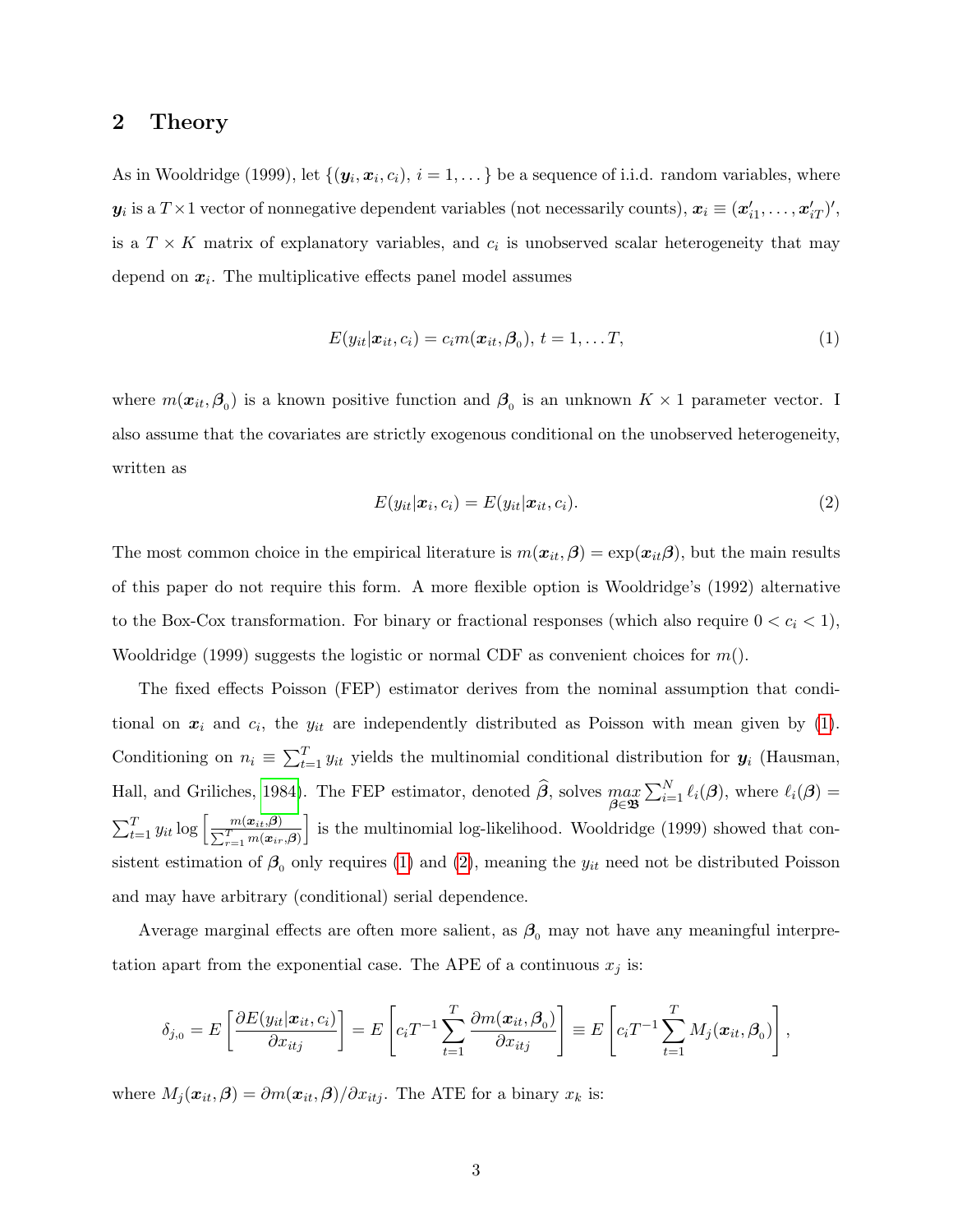## 2 Theory

As in Wooldridge (1999), let $\{(\boldsymbol{y}_i, \boldsymbol{x}_i, c_i),\ i = 1, \dots\}$ be a sequence of i.i.d. random variables, where $\boldsymbol{y}_i$ is a $T \times 1$ vector of nonnegative dependent variables (not necessarily counts), $\boldsymbol{x}_i \equiv (\boldsymbol{x}'_{i1}, \dots, \boldsymbol{x}'_{iT})'$, is a $T \times K$ matrix of explanatory variables, and $c_i$ is unobserved scalar heterogeneity that may depend on $\boldsymbol{x}_i$. The multiplicative effects panel model assumes

$$E(y_{it}|\boldsymbol{x}_{it}, c_i) = c_i m(\boldsymbol{x}_{it}, \boldsymbol{\beta}_0),\ t = 1, \dots T, \tag{1}$$

where $m(\boldsymbol{x}_{it}, \boldsymbol{\beta}_0)$ is a known positive function and $\boldsymbol{\beta}_0$ is an unknown $K \times 1$ parameter vector. I also assume that the covariates are strictly exogenous conditional on the unobserved heterogeneity, written as

$$E(y_{it}|\boldsymbol{x}_i, c_i) = E(y_{it}|\boldsymbol{x}_{it}, c_i). \tag{2}$$

The most common choice in the empirical literature is $m(\boldsymbol{x}_{it}, \boldsymbol{\beta}) = \exp(\boldsymbol{x}_{it}\boldsymbol{\beta})$, but the main results of this paper do not require this form. A more flexible option is Wooldridge's (1992) alternative to the Box-Cox transformation. For binary or fractional responses (which also require $0 < c_i < 1$), Wooldridge (1999) suggests the logistic or normal CDF as convenient choices for $m()$.

The fixed effects Poisson (FEP) estimator derives from the nominal assumption that conditional on $\boldsymbol{x}_i$ and $c_i$, the $y_{it}$ are independently distributed as Poisson with mean given by (1). Conditioning on $n_i \equiv \sum_{t=1}^{T} y_{it}$ yields the multinomial conditional distribution for $\boldsymbol{y}_i$ (Hausman, Hall, and Griliches, 1984). The FEP estimator, denoted $\widehat{\boldsymbol{\beta}}$, solves $\max_{\boldsymbol{\beta} \in \mathfrak{B}} \sum_{i=1}^{N} \ell_i(\boldsymbol{\beta})$, where $\ell_i(\boldsymbol{\beta}) = \sum_{t=1}^{T} y_{it} \log \left[ \frac{m(\boldsymbol{x}_{it}, \boldsymbol{\beta})}{\sum_{r=1}^{T} m(\boldsymbol{x}_{ir}, \boldsymbol{\beta})} \right]$ is the multinomial log-likelihood. Wooldridge (1999) showed that consistent estimation of $\boldsymbol{\beta}_0$ only requires (1) and (2), meaning the $y_{it}$ need not be distributed Poisson and may have arbitrary (conditional) serial dependence.

Average marginal effects are often more salient, as $\boldsymbol{\beta}_0$ may not have any meaningful interpretation apart from the exponential case. The APE of a continuous $x_j$ is:

$$\delta_{j,0} = E\left[ \frac{\partial E(y_{it}|\boldsymbol{x}_{it}, c_i)}{\partial x_{itj}} \right] = E\left[ c_i T^{-1} \sum_{t=1}^{T} \frac{\partial m(\boldsymbol{x}_{it}, \boldsymbol{\beta}_0)}{\partial x_{itj}} \right] \equiv E\left[ c_i T^{-1} \sum_{t=1}^{T} M_j(\boldsymbol{x}_{it}, \boldsymbol{\beta}_0) \right],$$

where $M_j(\boldsymbol{x}_{it}, \boldsymbol{\beta}) = \partial m(\boldsymbol{x}_{it}, \boldsymbol{\beta}) / \partial x_{itj}$. The ATE for a binary $x_k$ is: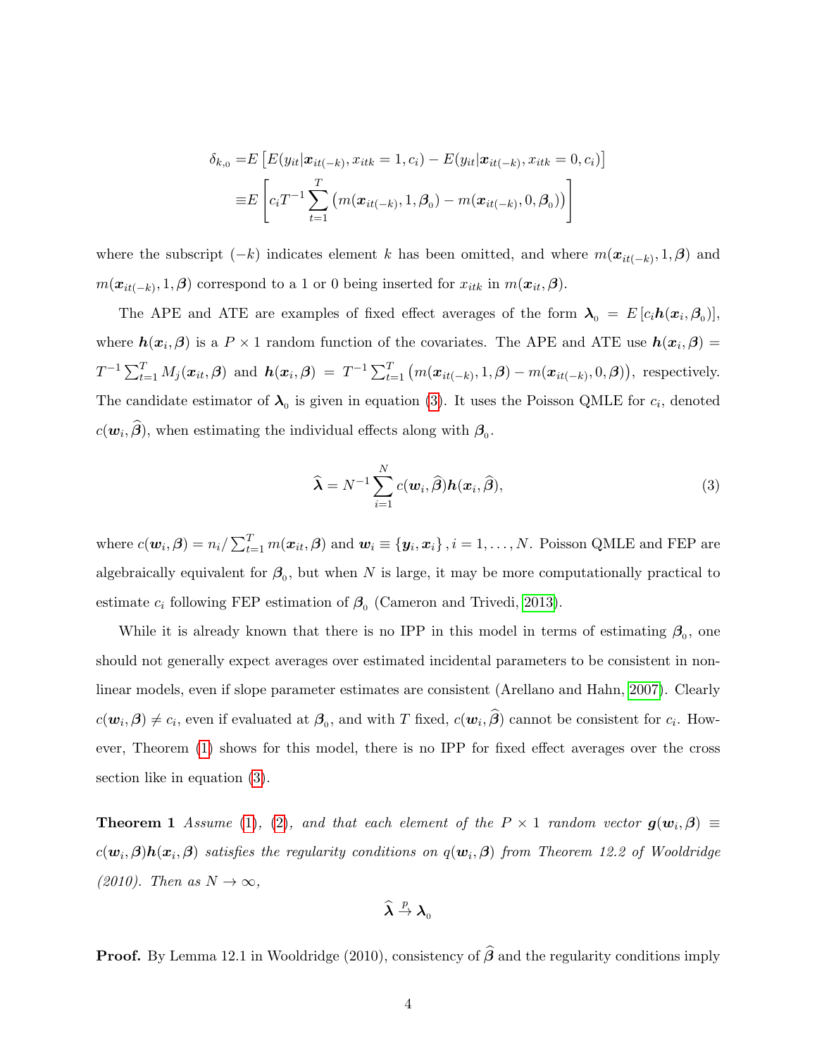$$
\begin{aligned}
\delta_{k,0} =& E\left[E(y_{it}|\boldsymbol{x}_{it(-k)}, x_{itk}=1, c_i) - E(y_{it}|\boldsymbol{x}_{it(-k)}, x_{itk}=0, c_i)\right] \\
\equiv& E\left[c_i T^{-1}\sum_{t=1}^{T}\left(m(\boldsymbol{x}_{it(-k)}, 1, \boldsymbol{\beta}_0) - m(\boldsymbol{x}_{it(-k)}, 0, \boldsymbol{\beta}_0)\right)\right]
\end{aligned}
$$

where the subscript $(-k)$ indicates element $k$ has been omitted, and where $m(\boldsymbol{x}_{it(-k)}, 1, \boldsymbol{\beta})$ and $m(\boldsymbol{x}_{it(-k)}, 1, \boldsymbol{\beta})$ correspond to a 1 or 0 being inserted for $x_{itk}$ in $m(\boldsymbol{x}_{it}, \boldsymbol{\beta})$.

The APE and ATE are examples of fixed effect averages of the form $\boldsymbol{\lambda}_0 = E\left[c_i \boldsymbol{h}(\boldsymbol{x}_i, \boldsymbol{\beta}_0)\right]$, where $\boldsymbol{h}(\boldsymbol{x}_i, \boldsymbol{\beta})$ is a $P \times 1$ random function of the covariates. The APE and ATE use $\boldsymbol{h}(\boldsymbol{x}_i, \boldsymbol{\beta}) = T^{-1}\sum_{t=1}^{T} M_j(\boldsymbol{x}_{it}, \boldsymbol{\beta})$ and $\boldsymbol{h}(\boldsymbol{x}_i, \boldsymbol{\beta}) = T^{-1}\sum_{t=1}^{T}\left(m(\boldsymbol{x}_{it(-k)}, 1, \boldsymbol{\beta}) - m(\boldsymbol{x}_{it(-k)}, 0, \boldsymbol{\beta})\right)$, respectively. The candidate estimator of $\boldsymbol{\lambda}_0$ is given in equation (3). It uses the Poisson QMLE for $c_i$, denoted $c(\boldsymbol{w}_i, \widehat{\boldsymbol{\beta}})$, when estimating the individual effects along with $\boldsymbol{\beta}_0$.

$$
\widehat{\boldsymbol{\lambda}} = N^{-1}\sum_{i=1}^{N} c(\boldsymbol{w}_i, \widehat{\boldsymbol{\beta}}) \boldsymbol{h}(\boldsymbol{x}_i, \widehat{\boldsymbol{\beta}}), \tag{3}
$$

where $c(\boldsymbol{w}_i, \boldsymbol{\beta}) = n_i / \sum_{t=1}^{T} m(\boldsymbol{x}_{it}, \boldsymbol{\beta})$ and $\boldsymbol{w}_i \equiv \{\boldsymbol{y}_i, \boldsymbol{x}_i\}, i = 1, \ldots, N$. Poisson QMLE and FEP are algebraically equivalent for $\boldsymbol{\beta}_0$, but when $N$ is large, it may be more computationally practical to estimate $c_i$ following FEP estimation of $\boldsymbol{\beta}_0$ (Cameron and Trivedi, 2013).

While it is already known that there is no IPP in this model in terms of estimating $\boldsymbol{\beta}_0$, one should not generally expect averages over estimated incidental parameters to be consistent in nonlinear models, even if slope parameter estimates are consistent (Arellano and Hahn, 2007). Clearly $c(\boldsymbol{w}_i, \boldsymbol{\beta}) \neq c_i$, even if evaluated at $\boldsymbol{\beta}_0$, and with $T$ fixed, $c(\boldsymbol{w}_i, \widehat{\boldsymbol{\beta}})$ cannot be consistent for $c_i$. However, Theorem (1) shows for this model, there is no IPP for fixed effect averages over the cross section like in equation (3).

**Theorem 1** *Assume (1), (2), and that each element of the $P \times 1$ random vector $\boldsymbol{g}(\boldsymbol{w}_i, \boldsymbol{\beta}) \equiv c(\boldsymbol{w}_i, \boldsymbol{\beta})\boldsymbol{h}(\boldsymbol{x}_i, \boldsymbol{\beta})$ satisfies the regularity conditions on $q(\boldsymbol{w}_i, \boldsymbol{\beta})$ from Theorem 12.2 of Wooldridge (2010). Then as $N \to \infty$,*

$$
\widehat{\boldsymbol{\lambda}} \xrightarrow{p} \boldsymbol{\lambda}_0
$$

**Proof.** By Lemma 12.1 in Wooldridge (2010), consistency of $\widehat{\boldsymbol{\beta}}$ and the regularity conditions imply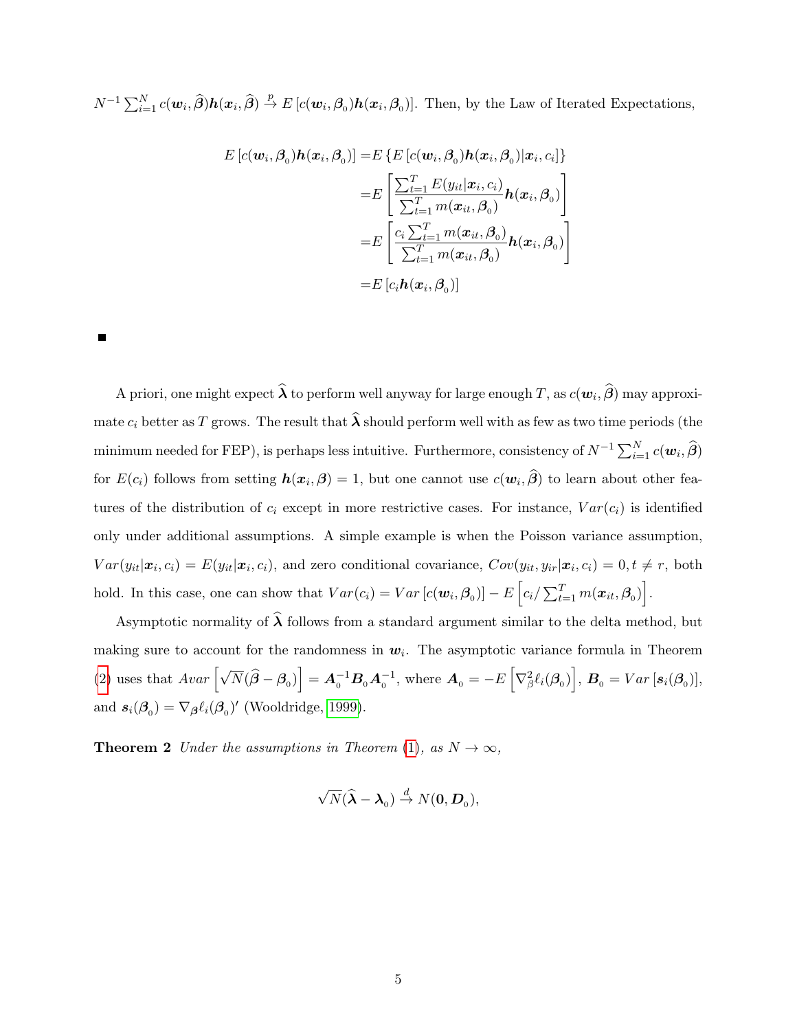$N^{-1}\sum_{i=1}^{N} c(\boldsymbol{w}_i, \widehat{\boldsymbol{\beta}})\boldsymbol{h}(\boldsymbol{x}_i, \widehat{\boldsymbol{\beta}}) \xrightarrow{p} E\left[c(\boldsymbol{w}_i, \boldsymbol{\beta}_0)\boldsymbol{h}(\boldsymbol{x}_i, \boldsymbol{\beta}_0)\right]$. Then, by the Law of Iterated Expectations,

$$
\begin{aligned}
E\left[c(\boldsymbol{w}_i, \boldsymbol{\beta}_0)\boldsymbol{h}(\boldsymbol{x}_i, \boldsymbol{\beta}_0)\right] =& E\left\{E\left[c(\boldsymbol{w}_i, \boldsymbol{\beta}_0)\boldsymbol{h}(\boldsymbol{x}_i, \boldsymbol{\beta}_0)|\boldsymbol{x}_i, c_i\right]\right\} \\
=& E\left[\frac{\sum_{t=1}^{T} E(y_{it}|\boldsymbol{x}_i, c_i)}{\sum_{t=1}^{T} m(\boldsymbol{x}_{it}, \boldsymbol{\beta}_0)}\boldsymbol{h}(\boldsymbol{x}_i, \boldsymbol{\beta}_0)\right] \\
=& E\left[\frac{c_i\sum_{t=1}^{T} m(\boldsymbol{x}_{it}, \boldsymbol{\beta}_0)}{\sum_{t=1}^{T} m(\boldsymbol{x}_{it}, \boldsymbol{\beta}_0)}\boldsymbol{h}(\boldsymbol{x}_i, \boldsymbol{\beta}_0)\right] \\
=& E\left[c_i\boldsymbol{h}(\boldsymbol{x}_i, \boldsymbol{\beta}_0)\right]
\end{aligned}
$$

■

A priori, one might expect $\widehat{\boldsymbol{\lambda}}$ to perform well anyway for large enough $T$, as $c(\boldsymbol{w}_i, \widehat{\boldsymbol{\beta}})$ may approximate $c_i$ better as $T$ grows. The result that $\widehat{\boldsymbol{\lambda}}$ should perform well with as few as two time periods (the minimum needed for FEP), is perhaps less intuitive. Furthermore, consistency of $N^{-1}\sum_{i=1}^{N} c(\boldsymbol{w}_i, \widehat{\boldsymbol{\beta}})$ for $E(c_i)$ follows from setting $\boldsymbol{h}(\boldsymbol{x}_i, \boldsymbol{\beta}) = 1$, but one cannot use $c(\boldsymbol{w}_i, \widehat{\boldsymbol{\beta}})$ to learn about other features of the distribution of $c_i$ except in more restrictive cases. For instance, $Var(c_i)$ is identified only under additional assumptions. A simple example is when the Poisson variance assumption, $Var(y_{it}|\boldsymbol{x}_i, c_i) = E(y_{it}|\boldsymbol{x}_i, c_i)$, and zero conditional covariance, $Cov(y_{it}, y_{ir}|\boldsymbol{x}_i, c_i) = 0, t \neq r$, both hold. In this case, one can show that $Var(c_i) = Var\left[c(\boldsymbol{w}_i, \boldsymbol{\beta}_0)\right] - E\left[c_i / \sum_{t=1}^{T} m(\boldsymbol{x}_{it}, \boldsymbol{\beta}_0)\right]$.

Asymptotic normality of $\widehat{\boldsymbol{\lambda}}$ follows from a standard argument similar to the delta method, but making sure to account for the randomness in $\boldsymbol{w}_i$. The asymptotic variance formula in Theorem (2) uses that $Avar\left[\sqrt{N}(\widehat{\boldsymbol{\beta}} - \boldsymbol{\beta}_0)\right] = \boldsymbol{A}_0^{-1}\boldsymbol{B}_0\boldsymbol{A}_0^{-1}$, where $\boldsymbol{A}_0 = -E\left[\nabla_{\beta}^2 \ell_i(\boldsymbol{\beta}_0)\right]$, $\boldsymbol{B}_0 = Var\left[\boldsymbol{s}_i(\boldsymbol{\beta}_0)\right]$, and $\boldsymbol{s}_i(\boldsymbol{\beta}_0) = \nabla_{\boldsymbol{\beta}} \ell_i(\boldsymbol{\beta}_0)'$ (Wooldridge, 1999).

**Theorem 2** *Under the assumptions in Theorem (1), as $N \to \infty$,*

$$
\sqrt{N}(\widehat{\boldsymbol{\lambda}} - \boldsymbol{\lambda}_0) \xrightarrow{d} N(\boldsymbol{0}, \boldsymbol{D}_0),
$$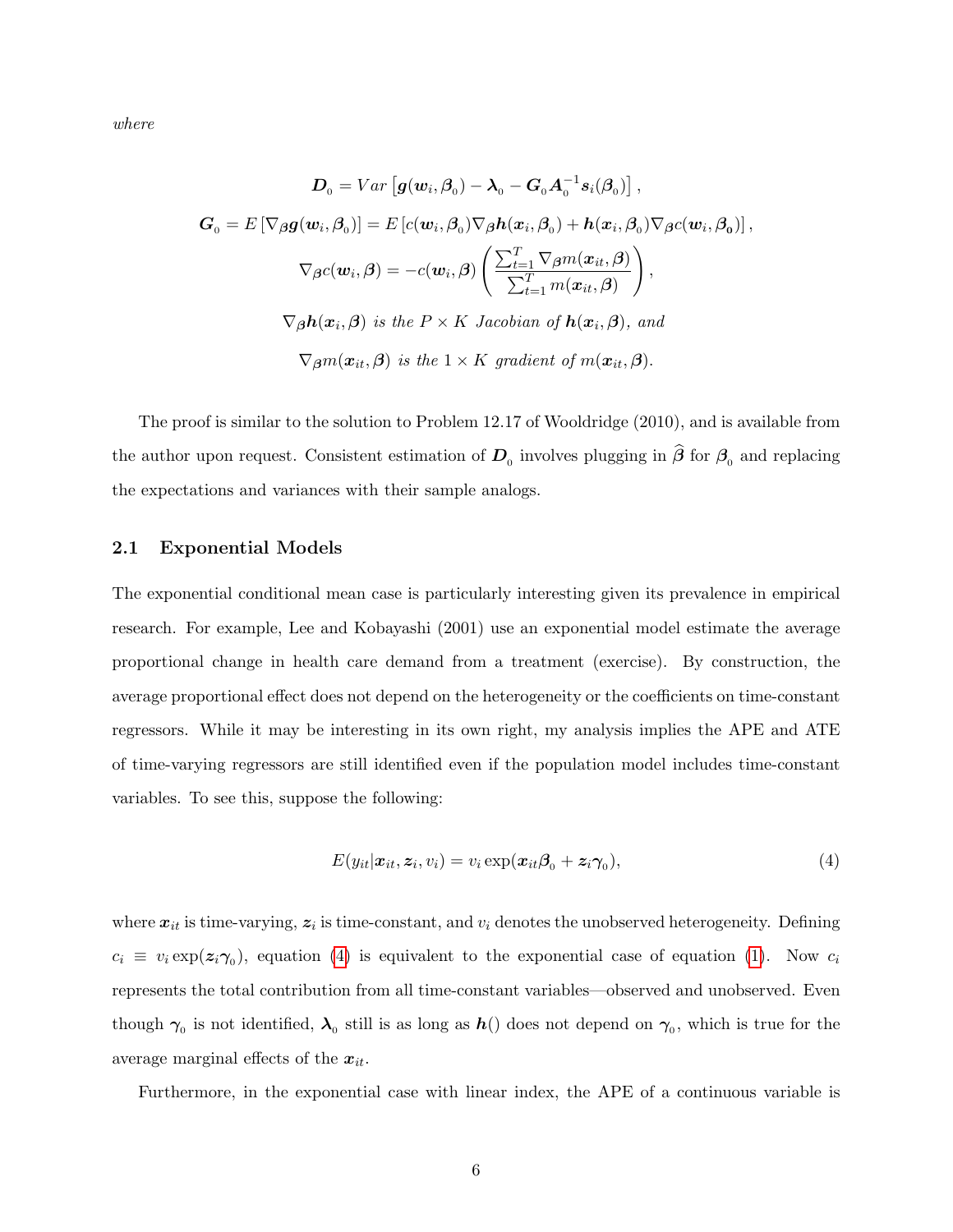*where*

$$\boldsymbol{D}_0 = Var\left[\boldsymbol{g}(\boldsymbol{w}_i, \boldsymbol{\beta}_0) - \boldsymbol{\lambda}_0 - \boldsymbol{G}_0 \boldsymbol{A}_0^{-1} \boldsymbol{s}_i(\boldsymbol{\beta}_0)\right],$$

$$\boldsymbol{G}_0 = E\left[\nabla_{\boldsymbol{\beta}} \boldsymbol{g}(\boldsymbol{w}_i, \boldsymbol{\beta}_0)\right] = E\left[c(\boldsymbol{w}_i, \boldsymbol{\beta}_0) \nabla_{\boldsymbol{\beta}} \boldsymbol{h}(\boldsymbol{x}_i, \boldsymbol{\beta}_0) + \boldsymbol{h}(\boldsymbol{x}_i, \boldsymbol{\beta}_0) \nabla_{\boldsymbol{\beta}} c(\boldsymbol{w}_i, \boldsymbol{\beta}_{\mathbf{0}})\right],$$

$$\nabla_{\boldsymbol{\beta}} c(\boldsymbol{w}_i, \boldsymbol{\beta}) = -c(\boldsymbol{w}_i, \boldsymbol{\beta}) \left( \frac{\sum_{t=1}^{T} \nabla_{\boldsymbol{\beta}} m(\boldsymbol{x}_{it}, \boldsymbol{\beta})}{\sum_{t=1}^{T} m(\boldsymbol{x}_{it}, \boldsymbol{\beta})} \right),$$

$\nabla_{\boldsymbol{\beta}} \boldsymbol{h}(\boldsymbol{x}_i, \boldsymbol{\beta})$ *is the* $P \times K$ *Jacobian of* $\boldsymbol{h}(\boldsymbol{x}_i, \boldsymbol{\beta})$*, and*

$\nabla_{\boldsymbol{\beta}} m(\boldsymbol{x}_{it}, \boldsymbol{\beta})$ *is the* $1 \times K$ *gradient of* $m(\boldsymbol{x}_{it}, \boldsymbol{\beta})$*.*

The proof is similar to the solution to Problem 12.17 of Wooldridge (2010), and is available from the author upon request. Consistent estimation of $\boldsymbol{D}_0$ involves plugging in $\widehat{\boldsymbol{\beta}}$ for $\boldsymbol{\beta}_0$ and replacing the expectations and variances with their sample analogs.

### 2.1 Exponential Models

The exponential conditional mean case is particularly interesting given its prevalence in empirical research. For example, Lee and Kobayashi (2001) use an exponential model estimate the average proportional change in health care demand from a treatment (exercise). By construction, the average proportional effect does not depend on the heterogeneity or the coefficients on time-constant regressors. While it may be interesting in its own right, my analysis implies the APE and ATE of time-varying regressors are still identified even if the population model includes time-constant variables. To see this, suppose the following:

$$E(y_{it} | \boldsymbol{x}_{it}, \boldsymbol{z}_i, v_i) = v_i \exp(\boldsymbol{x}_{it} \boldsymbol{\beta}_0 + \boldsymbol{z}_i \boldsymbol{\gamma}_0), \tag{4}$$

where $\boldsymbol{x}_{it}$ is time-varying, $\boldsymbol{z}_i$ is time-constant, and $v_i$ denotes the unobserved heterogeneity. Defining $c_i \equiv v_i \exp(\boldsymbol{z}_i \boldsymbol{\gamma}_0)$, equation (4) is equivalent to the exponential case of equation (1). Now $c_i$ represents the total contribution from all time-constant variables—observed and unobserved. Even though $\boldsymbol{\gamma}_0$ is not identified, $\boldsymbol{\lambda}_0$ still is as long as $\boldsymbol{h}()$ does not depend on $\boldsymbol{\gamma}_0$, which is true for the average marginal effects of the $\boldsymbol{x}_{it}$.

Furthermore, in the exponential case with linear index, the APE of a continuous variable is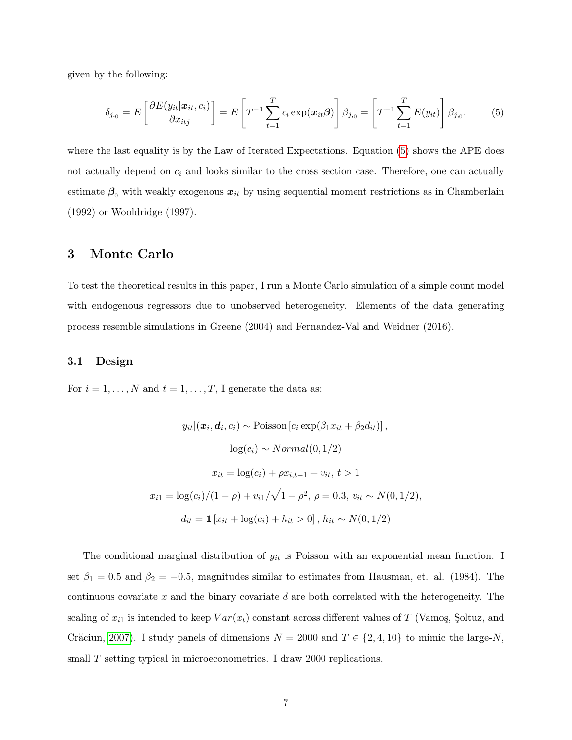given by the following:

$$\delta_{j,0} = E\left[\frac{\partial E(y_{it}|\boldsymbol{x}_{it}, c_i)}{\partial x_{itj}}\right] = E\left[T^{-1}\sum_{t=1}^{T} c_i \exp(\boldsymbol{x}_{it}\boldsymbol{\beta})\right]\beta_{j,0} = \left[T^{-1}\sum_{t=1}^{T} E(y_{it})\right]\beta_{j,0}, \tag{5}$$

where the last equality is by the Law of Iterated Expectations. Equation (5) shows the APE does not actually depend on $c_i$ and looks similar to the cross section case. Therefore, one can actually estimate $\boldsymbol{\beta}_0$ with weakly exogenous $\boldsymbol{x}_{it}$ by using sequential moment restrictions as in Chamberlain (1992) or Wooldridge (1997).

# 3 Monte Carlo

To test the theoretical results in this paper, I run a Monte Carlo simulation of a simple count model with endogenous regressors due to unobserved heterogeneity. Elements of the data generating process resemble simulations in Greene (2004) and Fernandez-Val and Weidner (2016).

## 3.1 Design

For $i = 1, \ldots, N$ and $t = 1, \ldots, T$, I generate the data as:

$$y_{it}|(\boldsymbol{x}_i, \boldsymbol{d}_i, c_i) \sim \text{Poisson}\left[c_i \exp(\beta_1 x_{it} + \beta_2 d_{it})\right],$$

$$\log(c_i) \sim Normal(0, 1/2)$$

$$x_{it} = \log(c_i) + \rho x_{i,t-1} + v_{it},\ t > 1$$

$$x_{i1} = \log(c_i)/(1-\rho) + v_{i1}/\sqrt{1-\rho^2},\ \rho = 0.3,\ v_{it} \sim N(0, 1/2),$$

$$d_{it} = \mathbf{1}\left[x_{it} + \log(c_i) + h_{it} > 0\right],\ h_{it} \sim N(0, 1/2)$$

The conditional marginal distribution of $y_{it}$ is Poisson with an exponential mean function. I set $\beta_1 = 0.5$ and $\beta_2 = -0.5$, magnitudes similar to estimates from Hausman, et. al. (1984). The continuous covariate $x$ and the binary covariate $d$ are both correlated with the heterogeneity. The scaling of $x_{i1}$ is intended to keep $Var(x_t)$ constant across different values of $T$ (Vamoş, Şoltuz, and Crăciun, 2007). I study panels of dimensions $N = 2000$ and $T \in \{2, 4, 10\}$ to mimic the large-$N$, small $T$ setting typical in microeconometrics. I draw 2000 replications.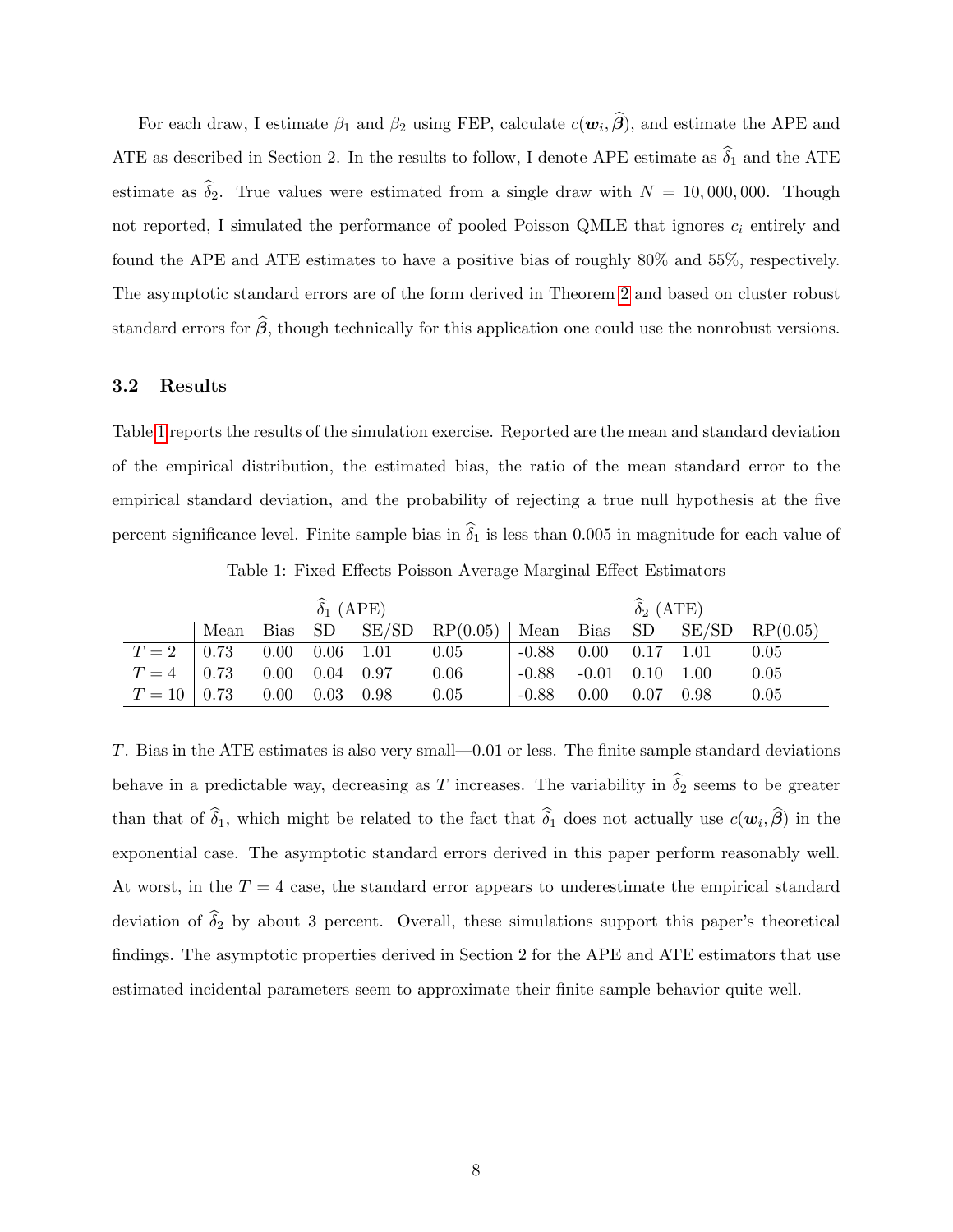For each draw, I estimate $\beta_1$ and $\beta_2$ using FEP, calculate $c(\boldsymbol{w}_i, \widehat{\boldsymbol{\beta}})$, and estimate the APE and ATE as described in Section 2. In the results to follow, I denote APE estimate as $\widehat{\delta}_1$ and the ATE estimate as $\widehat{\delta}_2$. True values were estimated from a single draw with $N = 10,000,000$. Though not reported, I simulated the performance of pooled Poisson QMLE that ignores $c_i$ entirely and found the APE and ATE estimates to have a positive bias of roughly 80% and 55%, respectively. The asymptotic standard errors are of the form derived in Theorem 2 and based on cluster robust standard errors for $\widehat{\boldsymbol{\beta}}$, though technically for this application one could use the nonrobust versions.

### 3.2 Results

Table 1 reports the results of the simulation exercise. Reported are the mean and standard deviation of the empirical distribution, the estimated bias, the ratio of the mean standard error to the empirical standard deviation, and the probability of rejecting a true null hypothesis at the five percent significance level. Finite sample bias in $\widehat{\delta}_1$ is less than 0.005 in magnitude for each value of $T$. Bias in the ATE estimates is also very small—0.01 or less. The finite sample standard deviations behave in a predictable way, decreasing as $T$ increases. The variability in $\widehat{\delta}_2$ seems to be greater than that of $\widehat{\delta}_1$, which might be related to the fact that $\widehat{\delta}_1$ does not actually use $c(\boldsymbol{w}_i, \widehat{\boldsymbol{\beta}})$ in the exponential case. The asymptotic standard errors derived in this paper perform reasonably well. At worst, in the $T = 4$ case, the standard error appears to underestimate the empirical standard deviation of $\widehat{\delta}_2$ by about 3 percent. Overall, these simulations support this paper's theoretical findings. The asymptotic properties derived in Section 2 for the APE and ATE estimators that use estimated incidental parameters seem to approximate their finite sample behavior quite well.

Table 1: Fixed Effects Poisson Average Marginal Effect Estimators

| | $\widehat{\delta}_1$ (APE) | | | | | $\widehat{\delta}_2$ (ATE) | | | | |
|---|---|---|---|---|---|---|---|---|---|---|
| | Mean | Bias | SD | SE/SD | RP(0.05) | Mean | Bias | SD | SE/SD | RP(0.05) |
| $T = 2$ | 0.73 | 0.00 | 0.06 | 1.01 | 0.05 | -0.88 | 0.00 | 0.17 | 1.01 | 0.05 |
| $T = 4$ | 0.73 | 0.00 | 0.04 | 0.97 | 0.06 | -0.88 | -0.01 | 0.10 | 1.00 | 0.05 |
| $T = 10$ | 0.73 | 0.00 | 0.03 | 0.98 | 0.05 | -0.88 | 0.00 | 0.07 | 0.98 | 0.05 |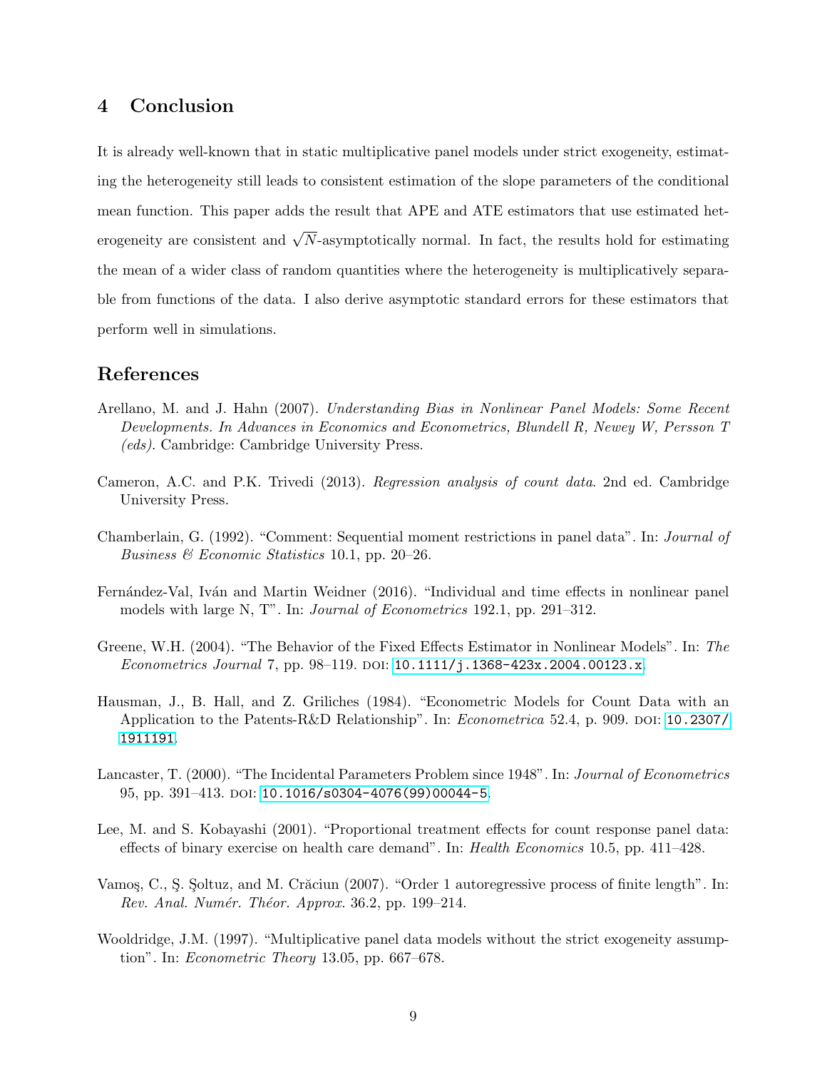## 4 Conclusion

It is already well-known that in static multiplicative panel models under strict exogeneity, estimating the heterogeneity still leads to consistent estimation of the slope parameters of the conditional mean function. This paper adds the result that APE and ATE estimators that use estimated heterogeneity are consistent and $\sqrt{N}$-asymptotically normal. In fact, the results hold for estimating the mean of a wider class of random quantities where the heterogeneity is multiplicatively separable from functions of the data. I also derive asymptotic standard errors for these estimators that perform well in simulations.

## References

Arellano, M. and J. Hahn (2007). *Understanding Bias in Nonlinear Panel Models: Some Recent Developments. In Advances in Economics and Econometrics, Blundell R, Newey W, Persson T (eds)*. Cambridge: Cambridge University Press.

Cameron, A.C. and P.K. Trivedi (2013). *Regression analysis of count data*. 2nd ed. Cambridge University Press.

Chamberlain, G. (1992). "Comment: Sequential moment restrictions in panel data". In: *Journal of Business & Economic Statistics* 10.1, pp. 20–26.

Fernández-Val, Iván and Martin Weidner (2016). "Individual and time effects in nonlinear panel models with large N, T". In: *Journal of Econometrics* 192.1, pp. 291–312.

Greene, W.H. (2004). "The Behavior of the Fixed Effects Estimator in Nonlinear Models". In: *The Econometrics Journal* 7, pp. 98–119. DOI: 10.1111/j.1368-423x.2004.00123.x.

Hausman, J., B. Hall, and Z. Griliches (1984). "Econometric Models for Count Data with an Application to the Patents-R&D Relationship". In: *Econometrica* 52.4, p. 909. DOI: 10.2307/1911191.

Lancaster, T. (2000). "The Incidental Parameters Problem since 1948". In: *Journal of Econometrics* 95, pp. 391–413. DOI: 10.1016/s0304-4076(99)00044-5.

Lee, M. and S. Kobayashi (2001). "Proportional treatment effects for count response panel data: effects of binary exercise on health care demand". In: *Health Economics* 10.5, pp. 411–428.

Vamoş, C., Ş. Şoltuz, and M. Crăciun (2007). "Order 1 autoregressive process of finite length". In: *Rev. Anal. Numér. Théor. Approx.* 36.2, pp. 199–214.

Wooldridge, J.M. (1997). "Multiplicative panel data models without the strict exogeneity assumption". In: *Econometric Theory* 13.05, pp. 667–678.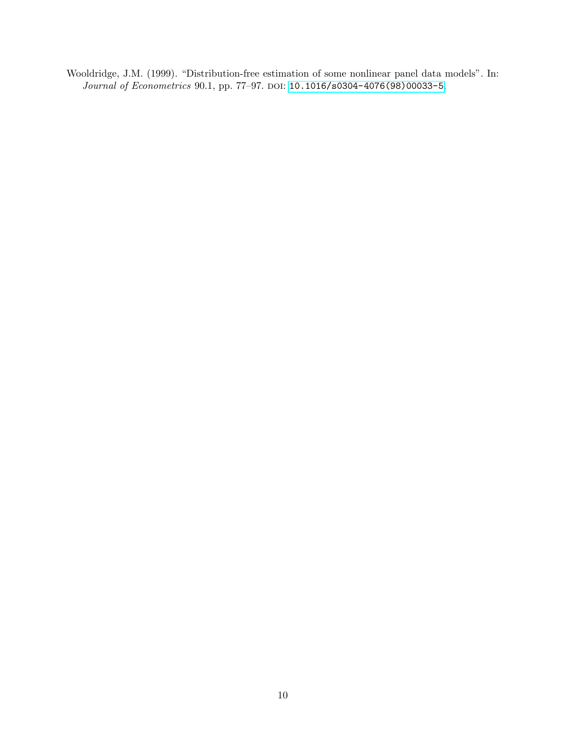Wooldridge, J.M. (1999). “Distribution-free estimation of some nonlinear panel data models”. In: *Journal of Econometrics* 90.1, pp. 77–97. DOI: 10.1016/s0304-4076(98)00033-5.